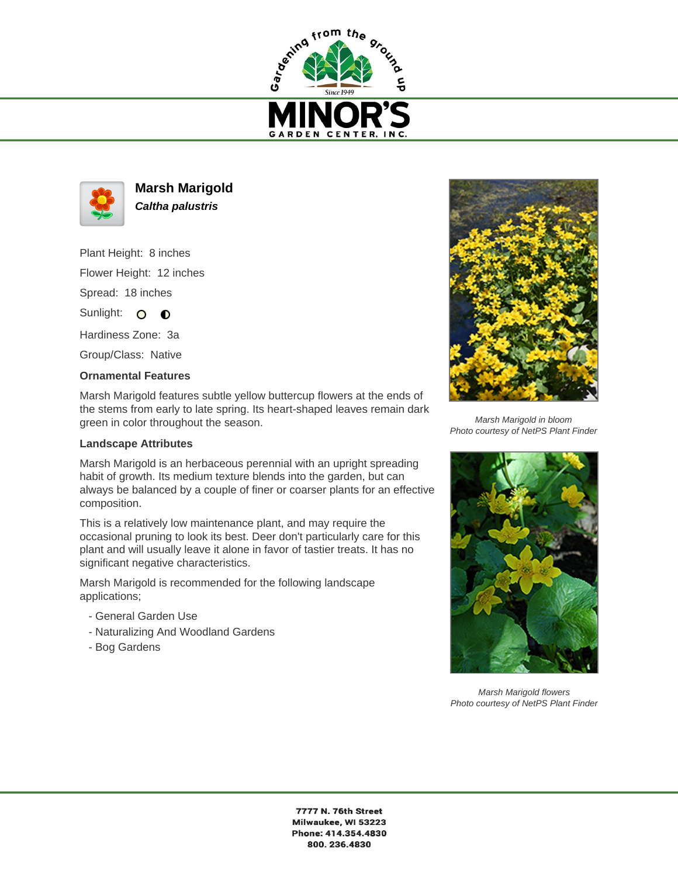# Marsh Marigold

***Caltha palustris***

Plant Height: 8 inches

Flower Height: 12 inches

Spread: 18 inches

Sunlight:

Hardiness Zone: 3a

Group/Class: Native

### Ornamental Features

Marsh Marigold features subtle yellow buttercup flowers at the ends of the stems from early to late spring. Its heart-shaped leaves remain dark green in color throughout the season.

### Landscape Attributes

Marsh Marigold is an herbaceous perennial with an upright spreading habit of growth. Its medium texture blends into the garden, but can always be balanced by a couple of finer or coarser plants for an effective composition.

This is a relatively low maintenance plant, and may require the occasional pruning to look its best. Deer don't particularly care for this plant and will usually leave it alone in favor of tastier treats. It has no significant negative characteristics.

Marsh Marigold is recommended for the following landscape applications;

- General Garden Use
- Naturalizing And Woodland Gardens
- Bog Gardens

*Marsh Marigold in bloom*
*Photo courtesy of NetPS Plant Finder*

*Marsh Marigold flowers*
*Photo courtesy of NetPS Plant Finder*

**7777 N. 76th Street**
**Milwaukee, WI 53223**
**Phone: 414.354.4830**
**800. 236.4830**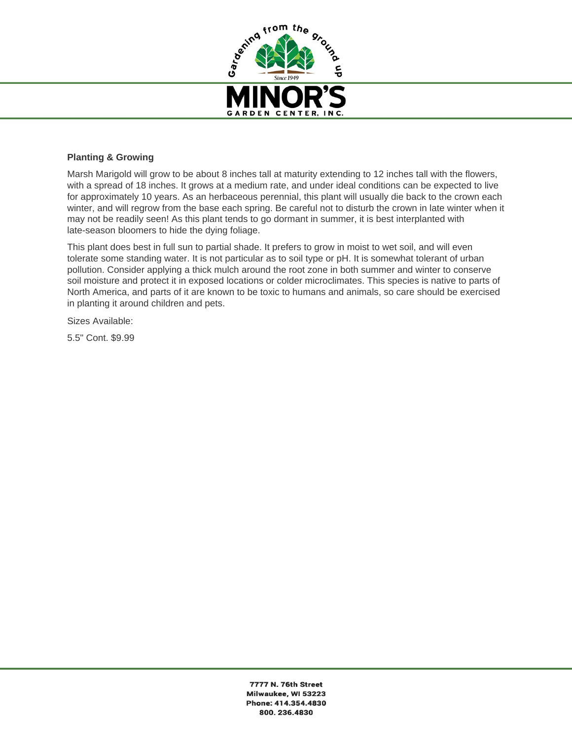**Planting & Growing**

Marsh Marigold will grow to be about 8 inches tall at maturity extending to 12 inches tall with the flowers, with a spread of 18 inches. It grows at a medium rate, and under ideal conditions can be expected to live for approximately 10 years. As an herbaceous perennial, this plant will usually die back to the crown each winter, and will regrow from the base each spring. Be careful not to disturb the crown in late winter when it may not be readily seen! As this plant tends to go dormant in summer, it is best interplanted with late-season bloomers to hide the dying foliage.

This plant does best in full sun to partial shade. It prefers to grow in moist to wet soil, and will even tolerate some standing water. It is not particular as to soil type or pH. It is somewhat tolerant of urban pollution. Consider applying a thick mulch around the root zone in both summer and winter to conserve soil moisture and protect it in exposed locations or colder microclimates. This species is native to parts of North America, and parts of it are known to be toxic to humans and animals, so care should be exercised in planting it around children and pets.

Sizes Available:

5.5" Cont. $9.99